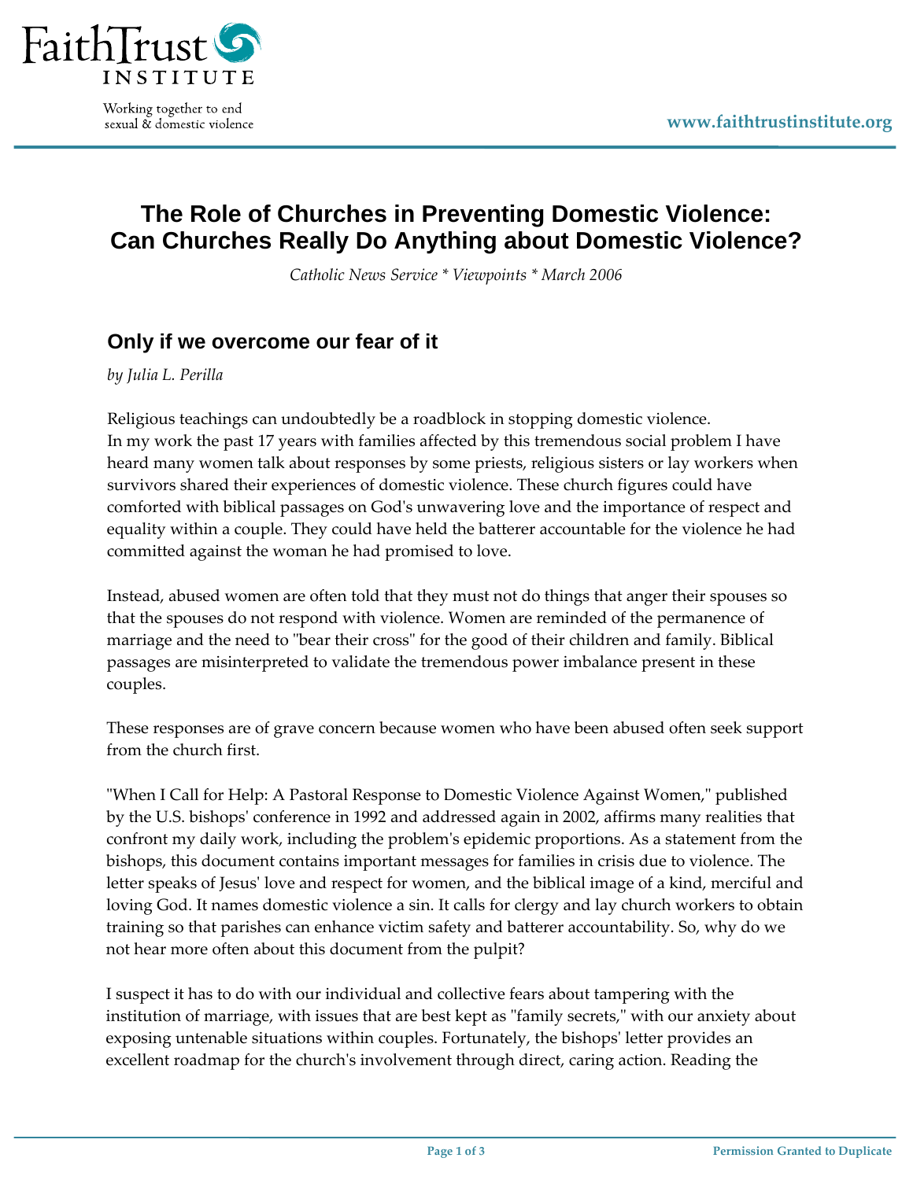# The Role of Churches in Preventing Domestic Violence: Can Churches Really Do Anything about Domestic Violence?

*Catholic News Service * Viewpoints * March 2006*

## Only if we overcome our fear of it

*by Julia L. Perilla*

Religious teachings can undoubtedly be a roadblock in stopping domestic violence. In my work the past 17 years with families affected by this tremendous social problem I have heard many women talk about responses by some priests, religious sisters or lay workers when survivors shared their experiences of domestic violence. These church figures could have comforted with biblical passages on God's unwavering love and the importance of respect and equality within a couple. They could have held the batterer accountable for the violence he had committed against the woman he had promised to love.

Instead, abused women are often told that they must not do things that anger their spouses so that the spouses do not respond with violence. Women are reminded of the permanence of marriage and the need to "bear their cross" for the good of their children and family. Biblical passages are misinterpreted to validate the tremendous power imbalance present in these couples.

These responses are of grave concern because women who have been abused often seek support from the church first.

"When I Call for Help: A Pastoral Response to Domestic Violence Against Women," published by the U.S. bishops' conference in 1992 and addressed again in 2002, affirms many realities that confront my daily work, including the problem's epidemic proportions. As a statement from the bishops, this document contains important messages for families in crisis due to violence. The letter speaks of Jesus' love and respect for women, and the biblical image of a kind, merciful and loving God. It names domestic violence a sin. It calls for clergy and lay church workers to obtain training so that parishes can enhance victim safety and batterer accountability. So, why do we not hear more often about this document from the pulpit?

I suspect it has to do with our individual and collective fears about tampering with the institution of marriage, with issues that are best kept as "family secrets," with our anxiety about exposing untenable situations within couples. Fortunately, the bishops' letter provides an excellent roadmap for the church's involvement through direct, caring action. Reading the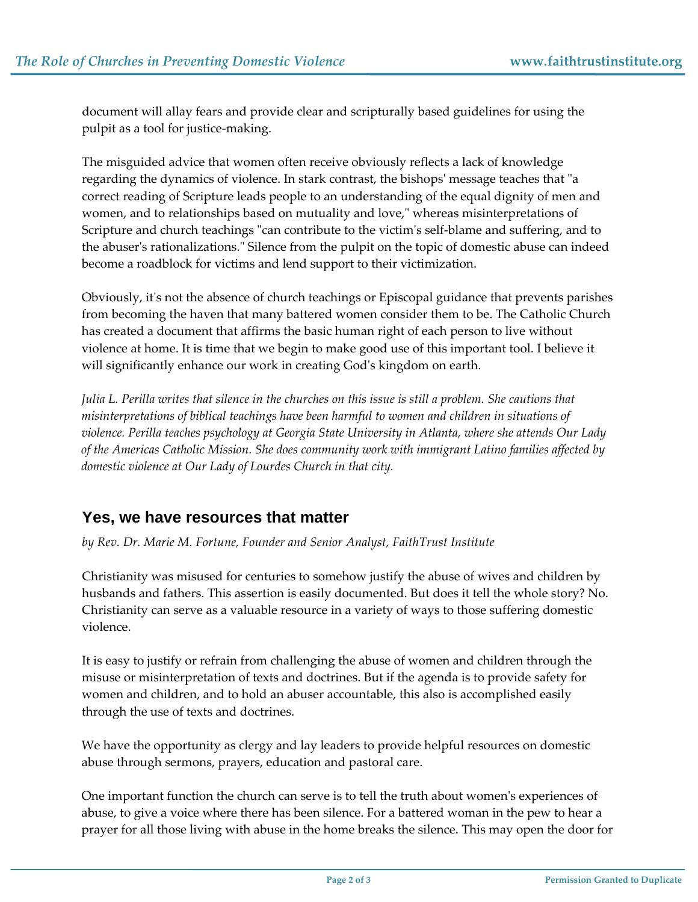document will allay fears and provide clear and scripturally based guidelines for using the pulpit as a tool for justice-making.

The misguided advice that women often receive obviously reflects a lack of knowledge regarding the dynamics of violence. In stark contrast, the bishops' message teaches that "a correct reading of Scripture leads people to an understanding of the equal dignity of men and women, and to relationships based on mutuality and love," whereas misinterpretations of Scripture and church teachings "can contribute to the victim's self-blame and suffering, and to the abuser's rationalizations." Silence from the pulpit on the topic of domestic abuse can indeed become a roadblock for victims and lend support to their victimization.

Obviously, it's not the absence of church teachings or Episcopal guidance that prevents parishes from becoming the haven that many battered women consider them to be. The Catholic Church has created a document that affirms the basic human right of each person to live without violence at home. It is time that we begin to make good use of this important tool. I believe it will significantly enhance our work in creating God's kingdom on earth.

*Julia L. Perilla writes that silence in the churches on this issue is still a problem. She cautions that misinterpretations of biblical teachings have been harmful to women and children in situations of violence. Perilla teaches psychology at Georgia State University in Atlanta, where she attends Our Lady of the Americas Catholic Mission. She does community work with immigrant Latino families affected by domestic violence at Our Lady of Lourdes Church in that city.*

## Yes, we have resources that matter

*by Rev. Dr. Marie M. Fortune, Founder and Senior Analyst, FaithTrust Institute*

Christianity was misused for centuries to somehow justify the abuse of wives and children by husbands and fathers. This assertion is easily documented. But does it tell the whole story? No. Christianity can serve as a valuable resource in a variety of ways to those suffering domestic violence.

It is easy to justify or refrain from challenging the abuse of women and children through the misuse or misinterpretation of texts and doctrines. But if the agenda is to provide safety for women and children, and to hold an abuser accountable, this also is accomplished easily through the use of texts and doctrines.

We have the opportunity as clergy and lay leaders to provide helpful resources on domestic abuse through sermons, prayers, education and pastoral care.

One important function the church can serve is to tell the truth about women's experiences of abuse, to give a voice where there has been silence. For a battered woman in the pew to hear a prayer for all those living with abuse in the home breaks the silence. This may open the door for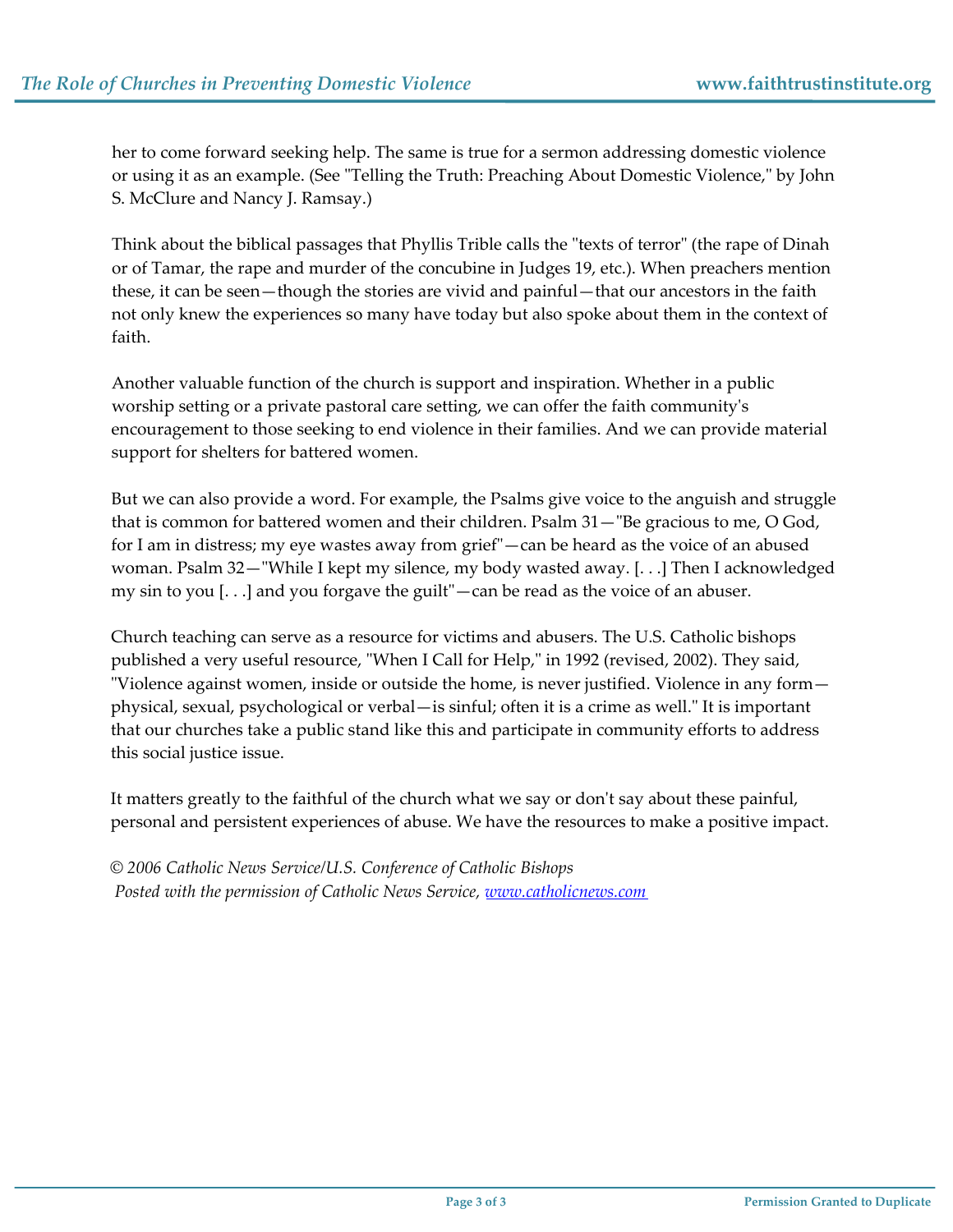her to come forward seeking help. The same is true for a sermon addressing domestic violence or using it as an example. (See "Telling the Truth: Preaching About Domestic Violence," by John S. McClure and Nancy J. Ramsay.)

Think about the biblical passages that Phyllis Trible calls the "texts of terror" (the rape of Dinah or of Tamar, the rape and murder of the concubine in Judges 19, etc.). When preachers mention these, it can be seen—though the stories are vivid and painful—that our ancestors in the faith not only knew the experiences so many have today but also spoke about them in the context of faith.

Another valuable function of the church is support and inspiration. Whether in a public worship setting or a private pastoral care setting, we can offer the faith community's encouragement to those seeking to end violence in their families. And we can provide material support for shelters for battered women.

But we can also provide a word. For example, the Psalms give voice to the anguish and struggle that is common for battered women and their children. Psalm 31—"Be gracious to me, O God, for I am in distress; my eye wastes away from grief"—can be heard as the voice of an abused woman. Psalm 32—"While I kept my silence, my body wasted away. [. . .] Then I acknowledged my sin to you [. . .] and you forgave the guilt"—can be read as the voice of an abuser.

Church teaching can serve as a resource for victims and abusers. The U.S. Catholic bishops published a very useful resource, "When I Call for Help," in 1992 (revised, 2002). They said, "Violence against women, inside or outside the home, is never justified. Violence in any form—physical, sexual, psychological or verbal—is sinful; often it is a crime as well." It is important that our churches take a public stand like this and participate in community efforts to address this social justice issue.

It matters greatly to the faithful of the church what we say or don't say about these painful, personal and persistent experiences of abuse. We have the resources to make a positive impact.

*© 2006 Catholic News Service/U.S. Conference of Catholic Bishops*
*Posted with the permission of Catholic News Service, [www.catholicnews.com](http://www.catholicnews.com)*